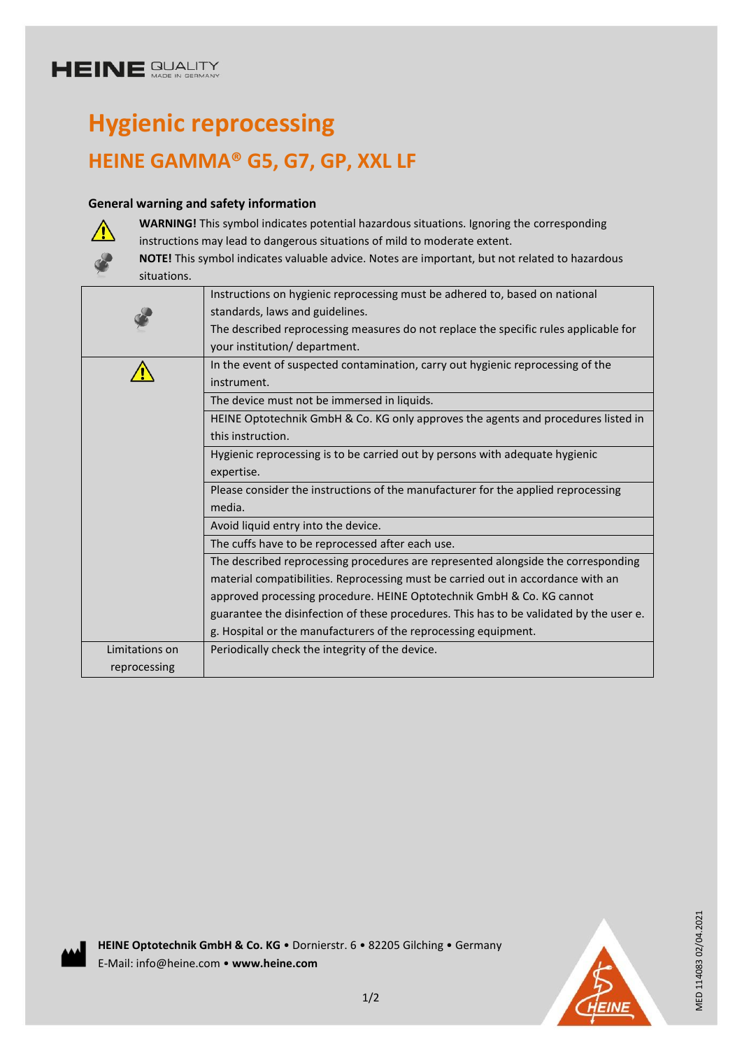HEINE QUALITY MADE IN GERMANY

# Hygienic reprocessing

## HEINE GAMMA® G5, G7, GP, XXL LF

### General warning and safety information

**WARNING!** This symbol indicates potential hazardous situations. Ignoring the corresponding instructions may lead to dangerous situations of mild to moderate extent.

**NOTE!** This symbol indicates valuable advice. Notes are important, but not related to hazardous situations.

| | |
|---|---|
| NOTE | Instructions on hygienic reprocessing must be adhered to, based on national standards, laws and guidelines. The described reprocessing measures do not replace the specific rules applicable for your institution/ department. |
| WARNING | In the event of suspected contamination, carry out hygienic reprocessing of the instrument. |
| | The device must not be immersed in liquids. |
| | HEINE Optotechnik GmbH & Co. KG only approves the agents and procedures listed in this instruction. |
| | Hygienic reprocessing is to be carried out by persons with adequate hygienic expertise. |
| | Please consider the instructions of the manufacturer for the applied reprocessing media. |
| | Avoid liquid entry into the device. |
| | The cuffs have to be reprocessed after each use. |
| | The described reprocessing procedures are represented alongside the corresponding material compatibilities. Reprocessing must be carried out in accordance with an approved processing procedure. HEINE Optotechnik GmbH & Co. KG cannot guarantee the disinfection of these procedures. This has to be validated by the user e. g. Hospital or the manufacturers of the reprocessing equipment. |
| Limitations on reprocessing | Periodically check the integrity of the device. |

**HEINE Optotechnik GmbH & Co. KG** • Dornierstr. 6 • 82205 Gilching • Germany
E-Mail: info@heine.com • **www.heine.com**

MED 114083 02/04.2021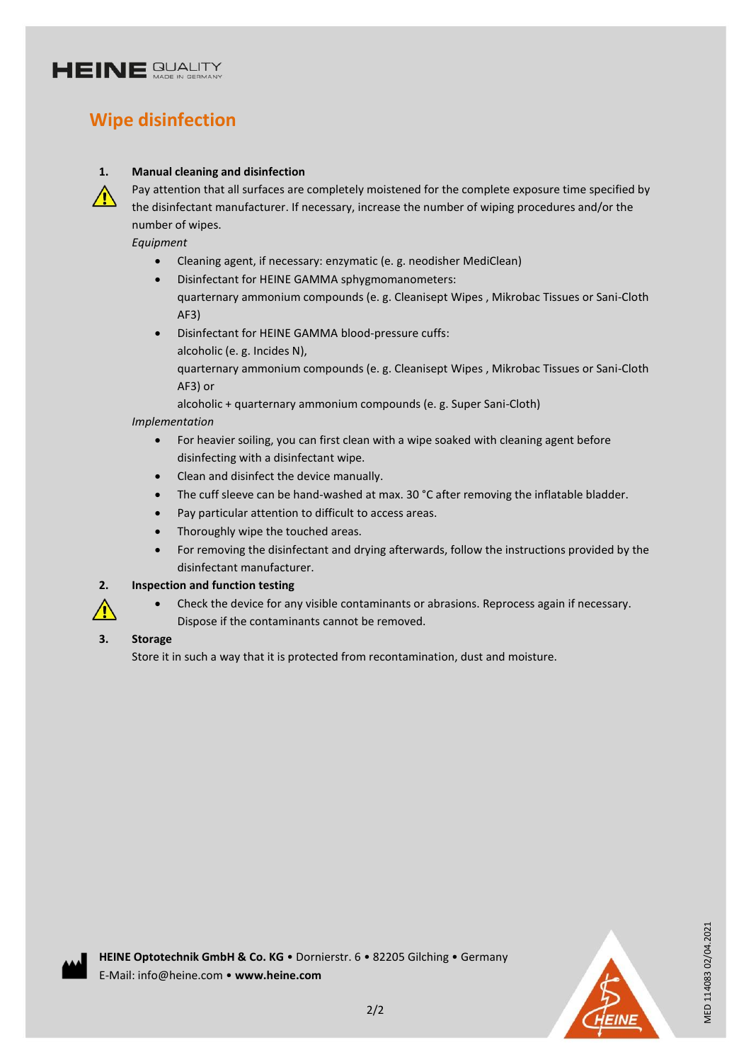# Wipe disinfection

## 1. Manual cleaning and disinfection

⚠ Pay attention that all surfaces are completely moistened for the complete exposure time specified by the disinfectant manufacturer. If necessary, increase the number of wiping procedures and/or the number of wipes.

*Equipment*

- Cleaning agent, if necessary: enzymatic (e. g. neodisher MediClean)
- Disinfectant for HEINE GAMMA sphygmomanometers:
  quarternary ammonium compounds (e. g. Cleanisept Wipes , Mikrobac Tissues or Sani-Cloth AF3)
- Disinfectant for HEINE GAMMA blood-pressure cuffs:
  alcoholic (e. g. Incides N),
  quarternary ammonium compounds (e. g. Cleanisept Wipes , Mikrobac Tissues or Sani-Cloth AF3) or
  alcoholic + quarternary ammonium compounds (e. g. Super Sani-Cloth)

*Implementation*

- For heavier soiling, you can first clean with a wipe soaked with cleaning agent before disinfecting with a disinfectant wipe.
- Clean and disinfect the device manually.
- The cuff sleeve can be hand-washed at max. 30 °C after removing the inflatable bladder.
- Pay particular attention to difficult to access areas.
- Thoroughly wipe the touched areas.
- For removing the disinfectant and drying afterwards, follow the instructions provided by the disinfectant manufacturer.

## 2. Inspection and function testing

⚠
- Check the device for any visible contaminants or abrasions. Reprocess again if necessary. Dispose if the contaminants cannot be removed.

## 3. Storage

Store it in such a way that it is protected from recontamination, dust and moisture.

**HEINE Optotechnik GmbH & Co. KG** • Dornierstr. 6 • 82205 Gilching • Germany
E-Mail: info@heine.com • **www.heine.com**

MED 114083 02/04.2021